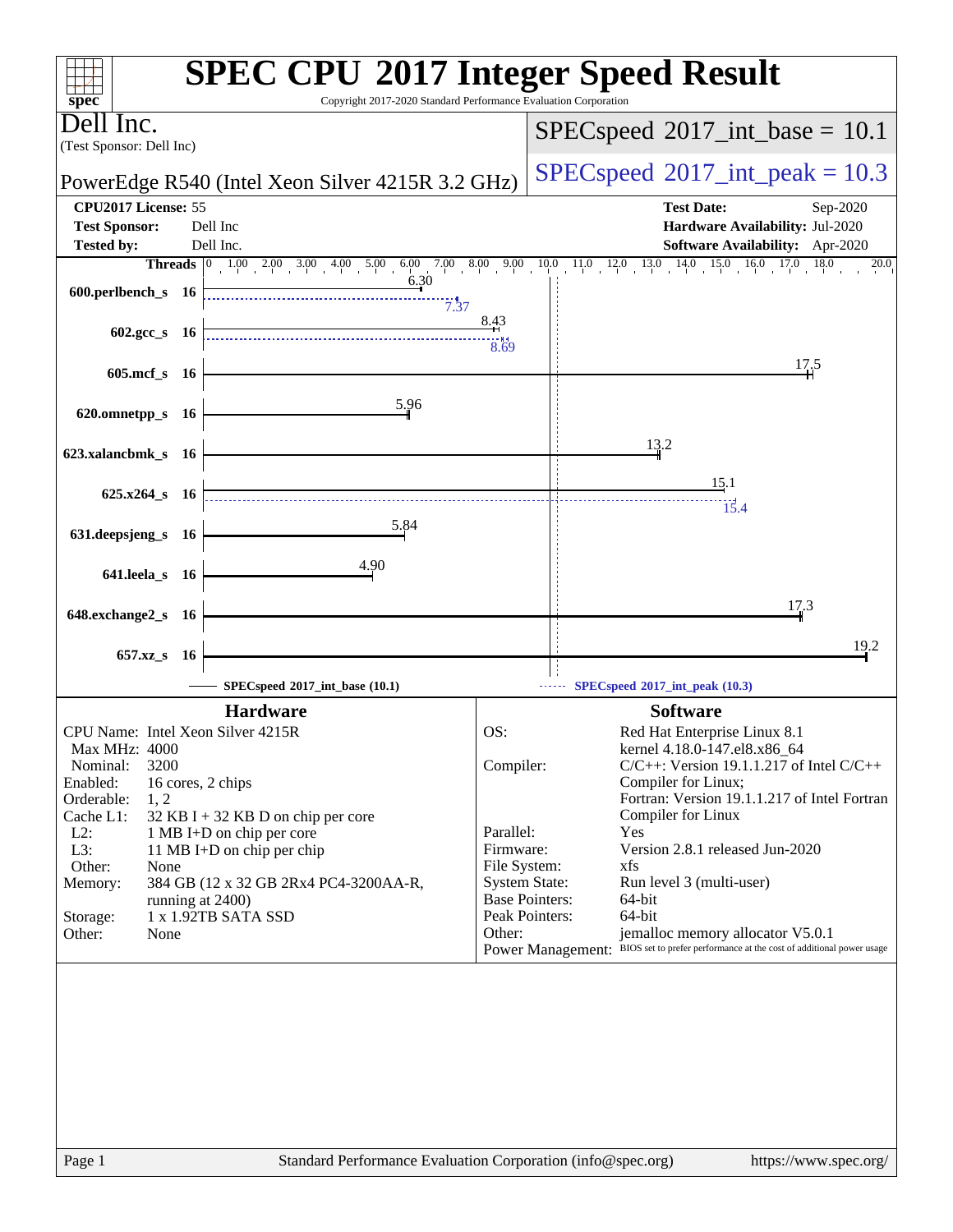# SPEC CPU 2017 Integer Speed Result

Copyright 2017-2020 Standard Performance Evaluation Corporation

**Dell Inc.**
(Test Sponsor: Dell Inc)

PowerEdge R540 (Intel Xeon Silver 4215R 3.2 GHz)

SPECspeed 2017_int_base = 10.1

SPECspeed 2017_int_peak = 10.3

| | | | |
|---|---|---|---|
| **CPU2017 License:** | 55 | **Test Date:** | Sep-2020 |
| **Test Sponsor:** | Dell Inc | **Hardware Availability:** | Jul-2020 |
| **Tested by:** | Dell Inc. | **Software Availability:** | Apr-2020 |

| Benchmark | Threads | Base | Peak |
|---|---|---|---|
| 600.perlbench_s | 16 | 6.30 | 7.37 |
| 602.gcc_s | 16 | 8.43 | 8.69 |
| 605.mcf_s | 16 | 17.5 | |
| 620.omnetpp_s | 16 | 5.96 | |
| 623.xalancbmk_s | 16 | 13.2 | |
| 625.x264_s | 16 | 15.1 | 15.4 |
| 631.deepsjeng_s | 16 | 5.84 | |
| 641.leela_s | 16 | 4.90 | |
| 648.exchange2_s | 16 | 17.3 | |
| 657.xz_s | 16 | 19.2 | |

SPECspeed 2017_int_base (10.1) — SPECspeed 2017_int_peak (10.3)

## Hardware

| | |
|---|---|
| CPU Name: | Intel Xeon Silver 4215R |
| Max MHz: | 4000 |
| Nominal: | 3200 |
| Enabled: | 16 cores, 2 chips |
| Orderable: | 1, 2 |
| Cache L1: | 32 KB I + 32 KB D on chip per core |
| L2: | 1 MB I+D on chip per core |
| L3: | 11 MB I+D on chip per chip |
| Other: | None |
| Memory: | 384 GB (12 x 32 GB 2Rx4 PC4-3200AA-R, running at 2400) |
| Storage: | 1 x 1.92TB SATA SSD |
| Other: | None |

## Software

| | |
|---|---|
| OS: | Red Hat Enterprise Linux 8.1 kernel 4.18.0-147.el8.x86_64 |
| Compiler: | C/C++: Version 19.1.1.217 of Intel C/C++ Compiler for Linux; Fortran: Version 19.1.1.217 of Intel Fortran Compiler for Linux |
| Parallel: | Yes |
| Firmware: | Version 2.8.1 released Jun-2020 |
| File System: | xfs |
| System State: | Run level 3 (multi-user) |
| Base Pointers: | 64-bit |
| Peak Pointers: | 64-bit |
| Other: | jemalloc memory allocator V5.0.1 |
| Power Management: | BIOS set to prefer performance at the cost of additional power usage |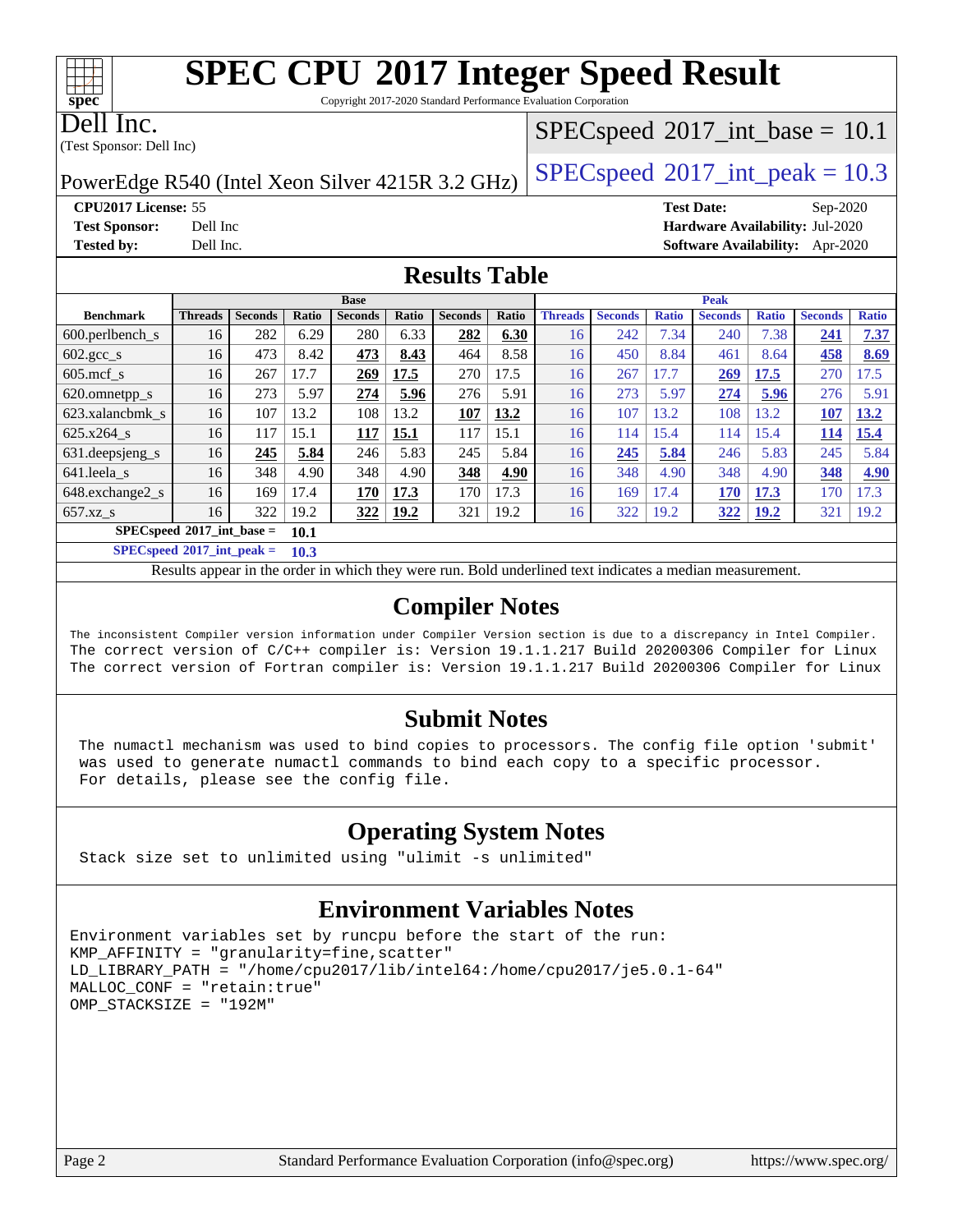# SPEC CPU 2017 Integer Speed Result

Copyright 2017-2020 Standard Performance Evaluation Corporation

**Dell Inc.**
(Test Sponsor: Dell Inc)

PowerEdge R540 (Intel Xeon Silver 4215R 3.2 GHz)

SPECspeed 2017_int_base = 10.1

SPECspeed 2017_int_peak = 10.3

**CPU2017 License:** 55
**Test Sponsor:** Dell Inc
**Tested by:** Dell Inc.

**Test Date:** Sep-2020
**Hardware Availability:** Jul-2020
**Software Availability:** Apr-2020

## Results Table

| | Base | | | | | | | Peak | | | | | | |
|---|---|---|---|---|---|---|---|---|---|---|---|---|---|---|
| **Benchmark** | **Threads** | **Seconds** | **Ratio** | **Seconds** | **Ratio** | **Seconds** | **Ratio** | **Threads** | **Seconds** | **Ratio** | **Seconds** | **Ratio** | **Seconds** | **Ratio** |
| 600.perlbench_s | 16 | 282 | 6.29 | 280 | 6.33 | **282** | **6.30** | 16 | 242 | 7.34 | 240 | 7.38 | **241** | **7.37** |
| 602.gcc_s | 16 | 473 | 8.42 | **473** | **8.43** | 464 | 8.58 | 16 | 450 | 8.84 | 461 | 8.64 | **458** | **8.69** |
| 605.mcf_s | 16 | 267 | 17.7 | **269** | **17.5** | 270 | 17.5 | 16 | 267 | 17.7 | **269** | **17.5** | 270 | 17.5 |
| 620.omnetpp_s | 16 | 273 | 5.97 | **274** | **5.96** | 276 | 5.91 | 16 | 273 | 5.97 | **274** | **5.96** | 276 | 5.91 |
| 623.xalancbmk_s | 16 | 107 | 13.2 | 108 | 13.2 | **107** | **13.2** | 16 | 107 | 13.2 | 108 | 13.2 | **107** | **13.2** |
| 625.x264_s | 16 | 117 | 15.1 | **117** | **15.1** | 117 | 15.1 | 16 | 114 | 15.4 | 114 | 15.4 | **114** | **15.4** |
| 631.deepsjeng_s | 16 | **245** | **5.84** | 246 | 5.83 | 245 | 5.84 | 16 | **245** | **5.84** | 246 | 5.83 | 245 | 5.84 |
| 641.leela_s | 16 | 348 | 4.90 | 348 | 4.90 | **348** | **4.90** | 16 | 348 | 4.90 | 348 | 4.90 | **348** | **4.90** |
| 648.exchange2_s | 16 | 169 | 17.4 | **170** | **17.3** | 170 | 17.3 | 16 | 169 | 17.4 | **170** | **17.3** | 170 | 17.3 |
| 657.xz_s | 16 | 322 | 19.2 | **322** | **19.2** | 321 | 19.2 | 16 | 322 | 19.2 | **322** | **19.2** | 321 | 19.2 |

**SPECspeed 2017_int_base = 10.1**

**SPECspeed 2017_int_peak = 10.3**

Results appear in the order in which they were run. Bold underlined text indicates a median measurement.

## Compiler Notes

```
The inconsistent Compiler version information under Compiler Version section is due to a discrepancy in Intel Compiler.
The correct version of C/C++ compiler is: Version 19.1.1.217 Build 20200306 Compiler for Linux
The correct version of Fortran compiler is: Version 19.1.1.217 Build 20200306 Compiler for Linux
```

## Submit Notes

```
The numactl mechanism was used to bind copies to processors. The config file option 'submit'
was used to generate numactl commands to bind each copy to a specific processor.
For details, please see the config file.
```

## Operating System Notes

```
Stack size set to unlimited using "ulimit -s unlimited"
```

## Environment Variables Notes

```
Environment variables set by runcpu before the start of the run:
KMP_AFFINITY = "granularity=fine,scatter"
LD_LIBRARY_PATH = "/home/cpu2017/lib/intel64:/home/cpu2017/je5.0.1-64"
MALLOC_CONF = "retain:true"
OMP_STACKSIZE = "192M"
```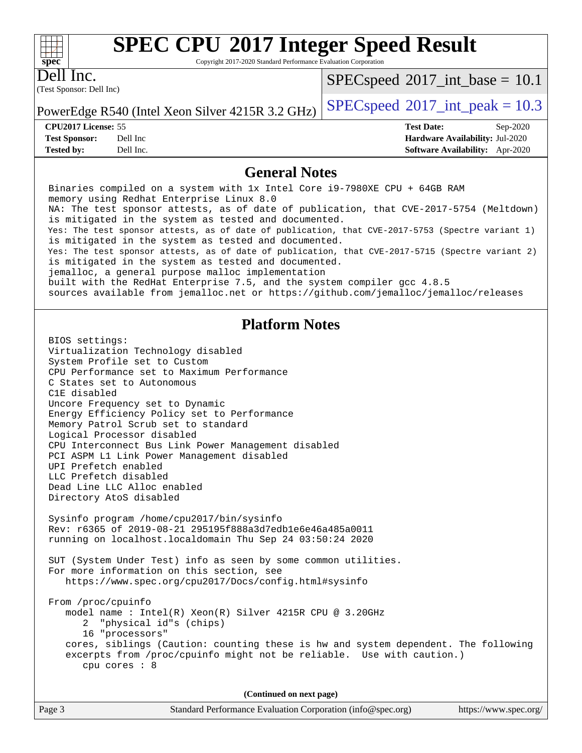# SPEC CPU 2017 Integer Speed Result

Copyright 2017-2020 Standard Performance Evaluation Corporation

**Dell Inc.**
(Test Sponsor: Dell Inc)

PowerEdge R540 (Intel Xeon Silver 4215R 3.2 GHz)

SPECspeed 2017_int_base = 10.1

SPECspeed 2017_int_peak = 10.3

| | | | |
|---|---|---|---|
| **CPU2017 License:** | 55 | **Test Date:** | Sep-2020 |
| **Test Sponsor:** | Dell Inc | **Hardware Availability:** | Jul-2020 |
| **Tested by:** | Dell Inc. | **Software Availability:** | Apr-2020 |

## General Notes

```
Binaries compiled on a system with 1x Intel Core i9-7980XE CPU + 64GB RAM
memory using Redhat Enterprise Linux 8.0
NA: The test sponsor attests, as of date of publication, that CVE-2017-5754 (Meltdown)
is mitigated in the system as tested and documented.
Yes: The test sponsor attests, as of date of publication, that CVE-2017-5753 (Spectre variant 1)
is mitigated in the system as tested and documented.
Yes: The test sponsor attests, as of date of publication, that CVE-2017-5715 (Spectre variant 2)
is mitigated in the system as tested and documented.
jemalloc, a general purpose malloc implementation
built with the RedHat Enterprise 7.5, and the system compiler gcc 4.8.5
sources available from jemalloc.net or https://github.com/jemalloc/jemalloc/releases
```

## Platform Notes

```
BIOS settings:
Virtualization Technology disabled
System Profile set to Custom
CPU Performance set to Maximum Performance
C States set to Autonomous
C1E disabled
Uncore Frequency set to Dynamic
Energy Efficiency Policy set to Performance
Memory Patrol Scrub set to standard
Logical Processor disabled
CPU Interconnect Bus Link Power Management disabled
PCI ASPM L1 Link Power Management disabled
UPI Prefetch enabled
LLC Prefetch disabled
Dead Line LLC Alloc enabled
Directory AtoS disabled

Sysinfo program /home/cpu2017/bin/sysinfo
Rev: r6365 of 2019-08-21 295195f888a3d7edb1e6e46a485a0011
running on localhost.localdomain Thu Sep 24 03:50:24 2020

SUT (System Under Test) info as seen by some common utilities.
For more information on this section, see
   https://www.spec.org/cpu2017/Docs/config.html#sysinfo

From /proc/cpuinfo
   model name : Intel(R) Xeon(R) Silver 4215R CPU @ 3.20GHz
      2  "physical id"s (chips)
      16 "processors"
   cores, siblings (Caution: counting these is hw and system dependent. The following
   excerpts from /proc/cpuinfo might not be reliable.  Use with caution.)
      cpu cores : 8
```

**(Continued on next page)**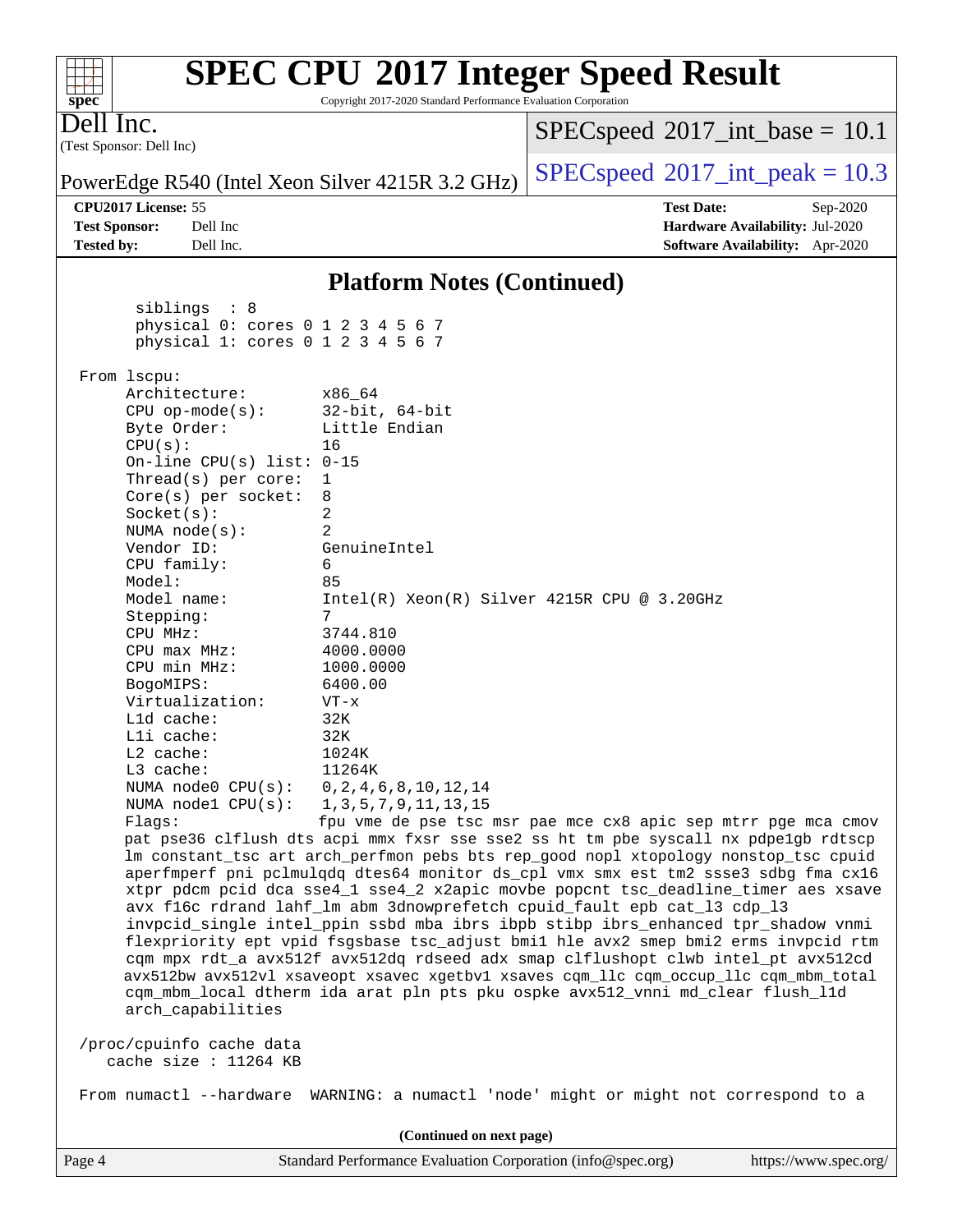## Platform Notes (Continued)

```
      siblings  : 8
      physical 0: cores 0 1 2 3 4 5 6 7
      physical 1: cores 0 1 2 3 4 5 6 7

 From lscpu:
      Architecture:          x86_64
      CPU op-mode(s):        32-bit, 64-bit
      Byte Order:            Little Endian
      CPU(s):                16
      On-line CPU(s) list: 0-15
      Thread(s) per core:  1
      Core(s) per socket:  8
      Socket(s):             2
      NUMA node(s):          2
      Vendor ID:             GenuineIntel
      CPU family:            6
      Model:                 85
      Model name:            Intel(R) Xeon(R) Silver 4215R CPU @ 3.20GHz
      Stepping:              7
      CPU MHz:               3744.810
      CPU max MHz:           4000.0000
      CPU min MHz:           1000.0000
      BogoMIPS:              6400.00
      Virtualization:        VT-x
      L1d cache:             32K
      L1i cache:             32K
      L2 cache:              1024K
      L3 cache:              11264K
      NUMA node0 CPU(s):   0,2,4,6,8,10,12,14
      NUMA node1 CPU(s):   1,3,5,7,9,11,13,15
      Flags:                 fpu vme de pse tsc msr pae mce cx8 apic sep mtrr pge mca cmov
      pat pse36 clflush dts acpi mmx fxsr sse sse2 ss ht tm pbe syscall nx pdpe1gb rdtscp
      lm constant_tsc art arch_perfmon pebs bts rep_good nopl xtopology nonstop_tsc cpuid
      aperfmperf pni pclmulqdq dtes64 monitor ds_cpl vmx smx est tm2 ssse3 sdbg fma cx16
      xtpr pdcm pcid dca sse4_1 sse4_2 x2apic movbe popcnt tsc_deadline_timer aes xsave
      avx f16c rdrand lahf_lm abm 3dnowprefetch cpuid_fault epb cat_l3 cdp_l3
      invpcid_single intel_ppin ssbd mba ibrs ibpb stibp ibrs_enhanced tpr_shadow vnmi
      flexpriority ept vpid fsgsbase tsc_adjust bmi1 hle avx2 smep bmi2 erms invpcid rtm
      cqm mpx rdt_a avx512f avx512dq rdseed adx smap clflushopt clwb intel_pt avx512cd
      avx512bw avx512vl xsaveopt xsavec xgetbv1 xsaves cqm_llc cqm_occup_llc cqm_mbm_total
      cqm_mbm_local dtherm ida arat pln pts pku ospke avx512_vnni md_clear flush_l1d
      arch_capabilities

 /proc/cpuinfo cache data
    cache size : 11264 KB

 From numactl --hardware  WARNING: a numactl 'node' might or might not correspond to a
```

(Continued on next page)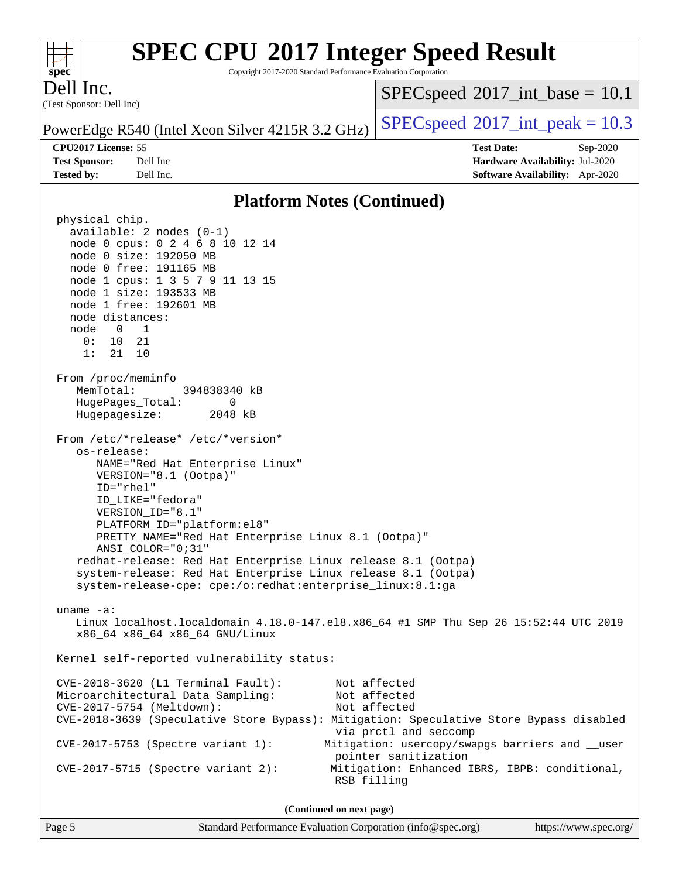## Platform Notes (Continued)

```
physical chip.
  available: 2 nodes (0-1)
  node 0 cpus: 0 2 4 6 8 10 12 14
  node 0 size: 192050 MB
  node 0 free: 191165 MB
  node 1 cpus: 1 3 5 7 9 11 13 15
  node 1 size: 193533 MB
  node 1 free: 192601 MB
  node distances:
  node   0   1
    0:  10  21
    1:  21  10

From /proc/meminfo
   MemTotal:       394838340 kB
   HugePages_Total:       0
   Hugepagesize:       2048 kB

From /etc/*release* /etc/*version*
   os-release:
      NAME="Red Hat Enterprise Linux"
      VERSION="8.1 (Ootpa)"
      ID="rhel"
      ID_LIKE="fedora"
      VERSION_ID="8.1"
      PLATFORM_ID="platform:el8"
      PRETTY_NAME="Red Hat Enterprise Linux 8.1 (Ootpa)"
      ANSI_COLOR="0;31"
   redhat-release: Red Hat Enterprise Linux release 8.1 (Ootpa)
   system-release: Red Hat Enterprise Linux release 8.1 (Ootpa)
   system-release-cpe: cpe:/o:redhat:enterprise_linux:8.1:ga

uname -a:
   Linux localhost.localdomain 4.18.0-147.el8.x86_64 #1 SMP Thu Sep 26 15:52:44 UTC 2019
   x86_64 x86_64 x86_64 GNU/Linux

Kernel self-reported vulnerability status:

CVE-2018-3620 (L1 Terminal Fault):         Not affected
Microarchitectural Data Sampling:          Not affected
CVE-2017-5754 (Meltdown):                  Not affected
CVE-2018-3639 (Speculative Store Bypass): Mitigation: Speculative Store Bypass disabled
                                           via prctl and seccomp
CVE-2017-5753 (Spectre variant 1):        Mitigation: usercopy/swapgs barriers and __user
                                           pointer sanitization
CVE-2017-5715 (Spectre variant 2):         Mitigation: Enhanced IBRS, IBPB: conditional,
                                           RSB filling
```

**(Continued on next page)**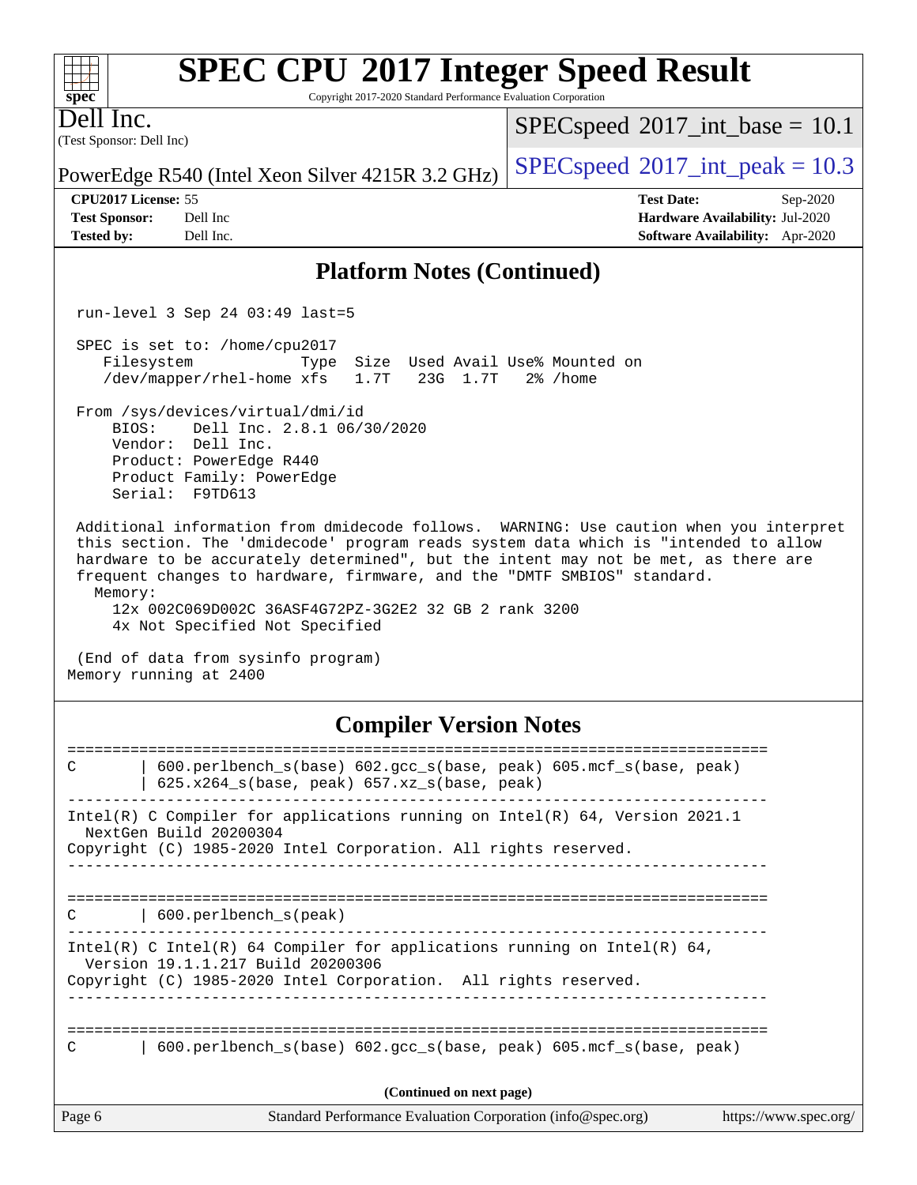## Platform Notes (Continued)

```
 run-level 3 Sep 24 03:49 last=5

 SPEC is set to: /home/cpu2017
    Filesystem            Type  Size  Used Avail Use% Mounted on
    /dev/mapper/rhel-home xfs   1.7T   23G  1.7T   2% /home

 From /sys/devices/virtual/dmi/id
     BIOS:    Dell Inc. 2.8.1 06/30/2020
     Vendor:  Dell Inc.
     Product: PowerEdge R440
     Product Family: PowerEdge
     Serial:  F9TD613

 Additional information from dmidecode follows.  WARNING: Use caution when you interpret
 this section. The 'dmidecode' program reads system data which is "intended to allow
 hardware to be accurately determined", but the intent may not be met, as there are
 frequent changes to hardware, firmware, and the "DMTF SMBIOS" standard.
   Memory:
     12x 002C069D002C 36ASF4G72PZ-3G2E2 32 GB 2 rank 3200
     4x Not Specified Not Specified

 (End of data from sysinfo program)
Memory running at 2400
```

## Compiler Version Notes

```
==============================================================================
C       | 600.perlbench_s(base) 602.gcc_s(base, peak) 605.mcf_s(base, peak)
        | 625.x264_s(base, peak) 657.xz_s(base, peak)
------------------------------------------------------------------------------
Intel(R) C Compiler for applications running on Intel(R) 64, Version 2021.1
  NextGen Build 20200304
Copyright (C) 1985-2020 Intel Corporation. All rights reserved.
------------------------------------------------------------------------------

==============================================================================
C       | 600.perlbench_s(peak)
------------------------------------------------------------------------------
Intel(R) C Intel(R) 64 Compiler for applications running on Intel(R) 64,
  Version 19.1.1.217 Build 20200306
Copyright (C) 1985-2020 Intel Corporation.  All rights reserved.
------------------------------------------------------------------------------

==============================================================================
C       | 600.perlbench_s(base) 602.gcc_s(base, peak) 605.mcf_s(base, peak)
```

(Continued on next page)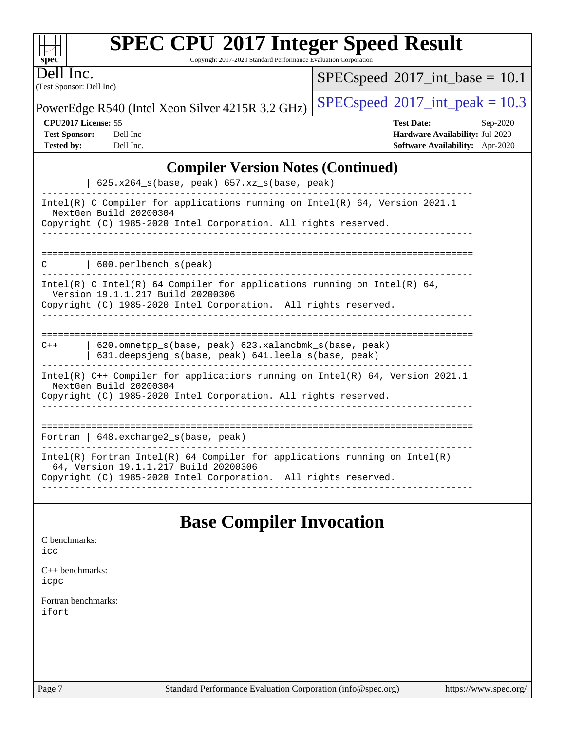## Compiler Version Notes (Continued)

```
         | 625.x264_s(base, peak) 657.xz_s(base, peak)
------------------------------------------------------------------------------
Intel(R) C Compiler for applications running on Intel(R) 64, Version 2021.1
  NextGen Build 20200304
Copyright (C) 1985-2020 Intel Corporation. All rights reserved.
------------------------------------------------------------------------------

==============================================================================
C        | 600.perlbench_s(peak)
------------------------------------------------------------------------------
Intel(R) C Intel(R) 64 Compiler for applications running on Intel(R) 64,
  Version 19.1.1.217 Build 20200306
Copyright (C) 1985-2020 Intel Corporation.  All rights reserved.
------------------------------------------------------------------------------

==============================================================================
C++      | 620.omnetpp_s(base, peak) 623.xalancbmk_s(base, peak)
         | 631.deepsjeng_s(base, peak) 641.leela_s(base, peak)
------------------------------------------------------------------------------
Intel(R) C++ Compiler for applications running on Intel(R) 64, Version 2021.1
  NextGen Build 20200304
Copyright (C) 1985-2020 Intel Corporation. All rights reserved.
------------------------------------------------------------------------------

==============================================================================
Fortran | 648.exchange2_s(base, peak)
------------------------------------------------------------------------------
Intel(R) Fortran Intel(R) 64 Compiler for applications running on Intel(R)
  64, Version 19.1.1.217 Build 20200306
Copyright (C) 1985-2020 Intel Corporation.  All rights reserved.
------------------------------------------------------------------------------
```

## Base Compiler Invocation

C benchmarks:
icc

C++ benchmarks:
icpc

Fortran benchmarks:
ifort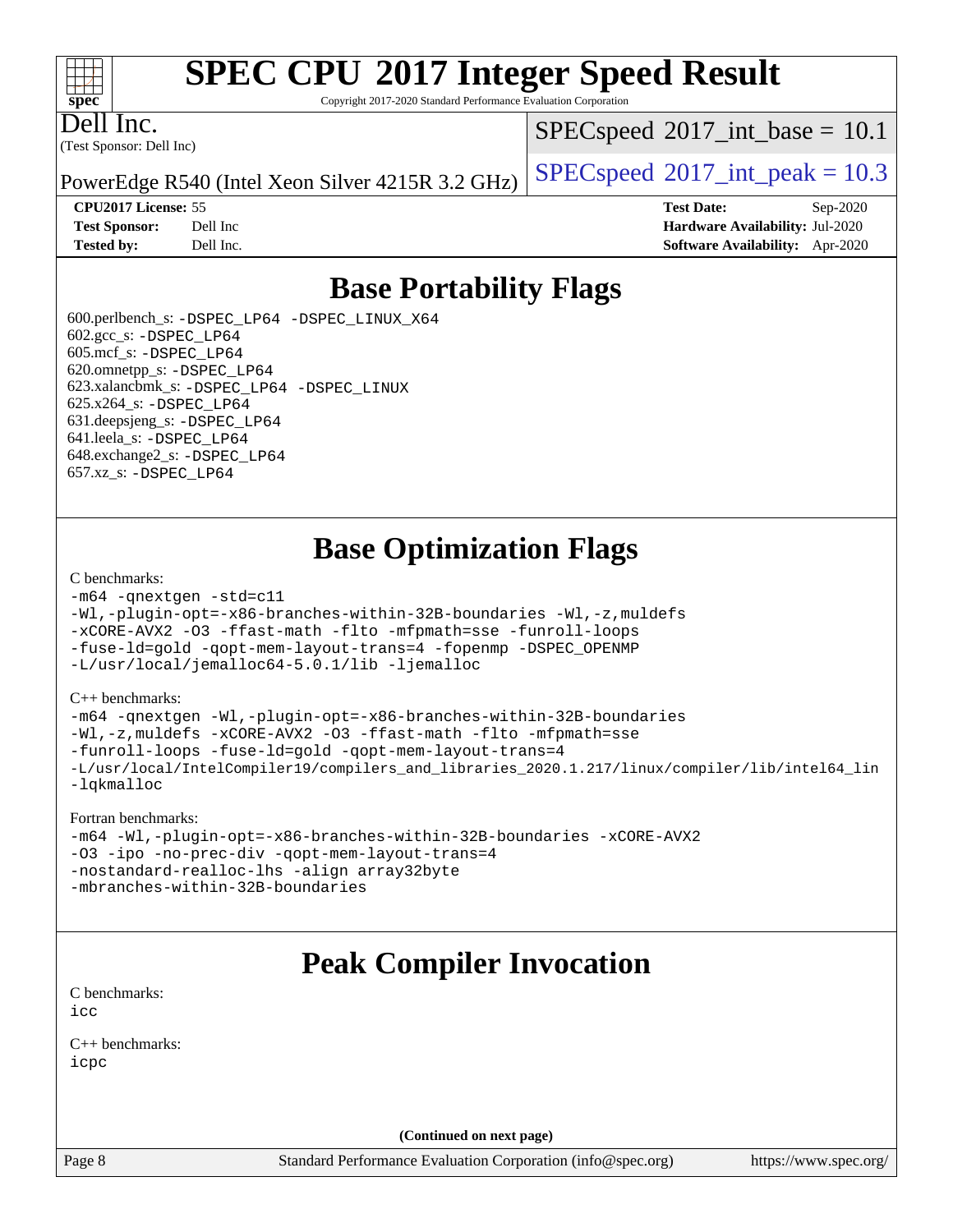## Base Portability Flags

600.perlbench_s: -DSPEC_LP64 -DSPEC_LINUX_X64
602.gcc_s: -DSPEC_LP64
605.mcf_s: -DSPEC_LP64
620.omnetpp_s: -DSPEC_LP64
623.xalancbmk_s: -DSPEC_LP64 -DSPEC_LINUX
625.x264_s: -DSPEC_LP64
631.deepsjeng_s: -DSPEC_LP64
641.leela_s: -DSPEC_LP64
648.exchange2_s: -DSPEC_LP64
657.xz_s: -DSPEC_LP64

## Base Optimization Flags

C benchmarks:

```
-m64 -qnextgen -std=c11
-Wl,-plugin-opt=-x86-branches-within-32B-boundaries -Wl,-z,muldefs
-xCORE-AVX2 -O3 -ffast-math -flto -mfpmath=sse -funroll-loops
-fuse-ld=gold -qopt-mem-layout-trans=4 -fopenmp -DSPEC_OPENMP
-L/usr/local/jemalloc64-5.0.1/lib -ljemalloc
```

C++ benchmarks:

```
-m64 -qnextgen -Wl,-plugin-opt=-x86-branches-within-32B-boundaries
-Wl,-z,muldefs -xCORE-AVX2 -O3 -ffast-math -flto -mfpmath=sse
-funroll-loops -fuse-ld=gold -qopt-mem-layout-trans=4
-L/usr/local/IntelCompiler19/compilers_and_libraries_2020.1.217/linux/compiler/lib/intel64_lin
-lqkmalloc
```

Fortran benchmarks:

```
-m64 -Wl,-plugin-opt=-x86-branches-within-32B-boundaries -xCORE-AVX2
-O3 -ipo -no-prec-div -qopt-mem-layout-trans=4
-nostandard-realloc-lhs -align array32byte
-mbranches-within-32B-boundaries
```

## Peak Compiler Invocation

C benchmarks:

```
icc
```

C++ benchmarks:

```
icpc
```

(Continued on next page)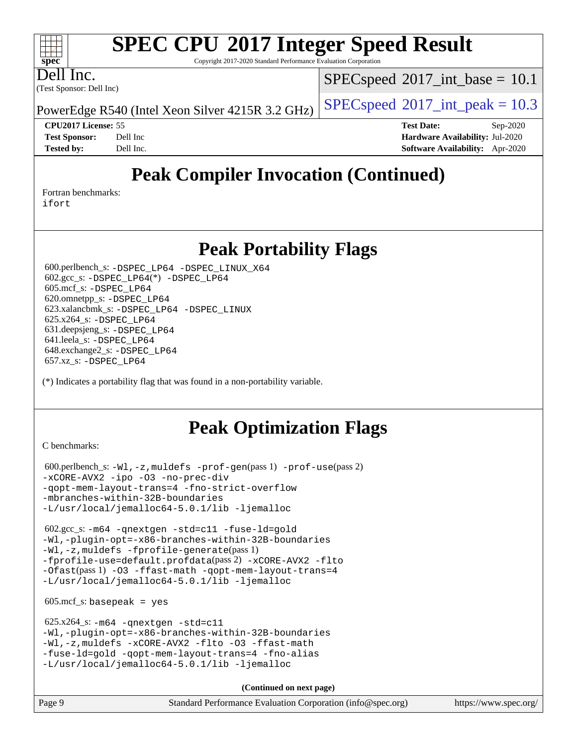# Peak Compiler Invocation (Continued)

Fortran benchmarks:
ifort

# Peak Portability Flags

600.perlbench_s: -DSPEC_LP64 -DSPEC_LINUX_X64
602.gcc_s: -DSPEC_LP64(*) -DSPEC_LP64
605.mcf_s: -DSPEC_LP64
620.omnetpp_s: -DSPEC_LP64
623.xalancbmk_s: -DSPEC_LP64 -DSPEC_LINUX
625.x264_s: -DSPEC_LP64
631.deepsjeng_s: -DSPEC_LP64
641.leela_s: -DSPEC_LP64
648.exchange2_s: -DSPEC_LP64
657.xz_s: -DSPEC_LP64

(*) Indicates a portability flag that was found in a non-portability variable.

# Peak Optimization Flags

C benchmarks:

600.perlbench_s: -Wl,-z,muldefs -prof-gen(pass 1) -prof-use(pass 2)
-xCORE-AVX2 -ipo -O3 -no-prec-div
-qopt-mem-layout-trans=4 -fno-strict-overflow
-mbranches-within-32B-boundaries
-L/usr/local/jemalloc64-5.0.1/lib -ljemalloc

602.gcc_s: -m64 -qnextgen -std=c11 -fuse-ld=gold
-Wl,-plugin-opt=-x86-branches-within-32B-boundaries
-Wl,-z,muldefs -fprofile-generate(pass 1)
-fprofile-use=default.profdata(pass 2) -xCORE-AVX2 -flto
-Ofast(pass 1) -O3 -ffast-math -qopt-mem-layout-trans=4
-L/usr/local/jemalloc64-5.0.1/lib -ljemalloc

605.mcf_s: basepeak = yes

625.x264_s: -m64 -qnextgen -std=c11
-Wl,-plugin-opt=-x86-branches-within-32B-boundaries
-Wl,-z,muldefs -xCORE-AVX2 -flto -O3 -ffast-math
-fuse-ld=gold -qopt-mem-layout-trans=4 -fno-alias
-L/usr/local/jemalloc64-5.0.1/lib -ljemalloc

(Continued on next page)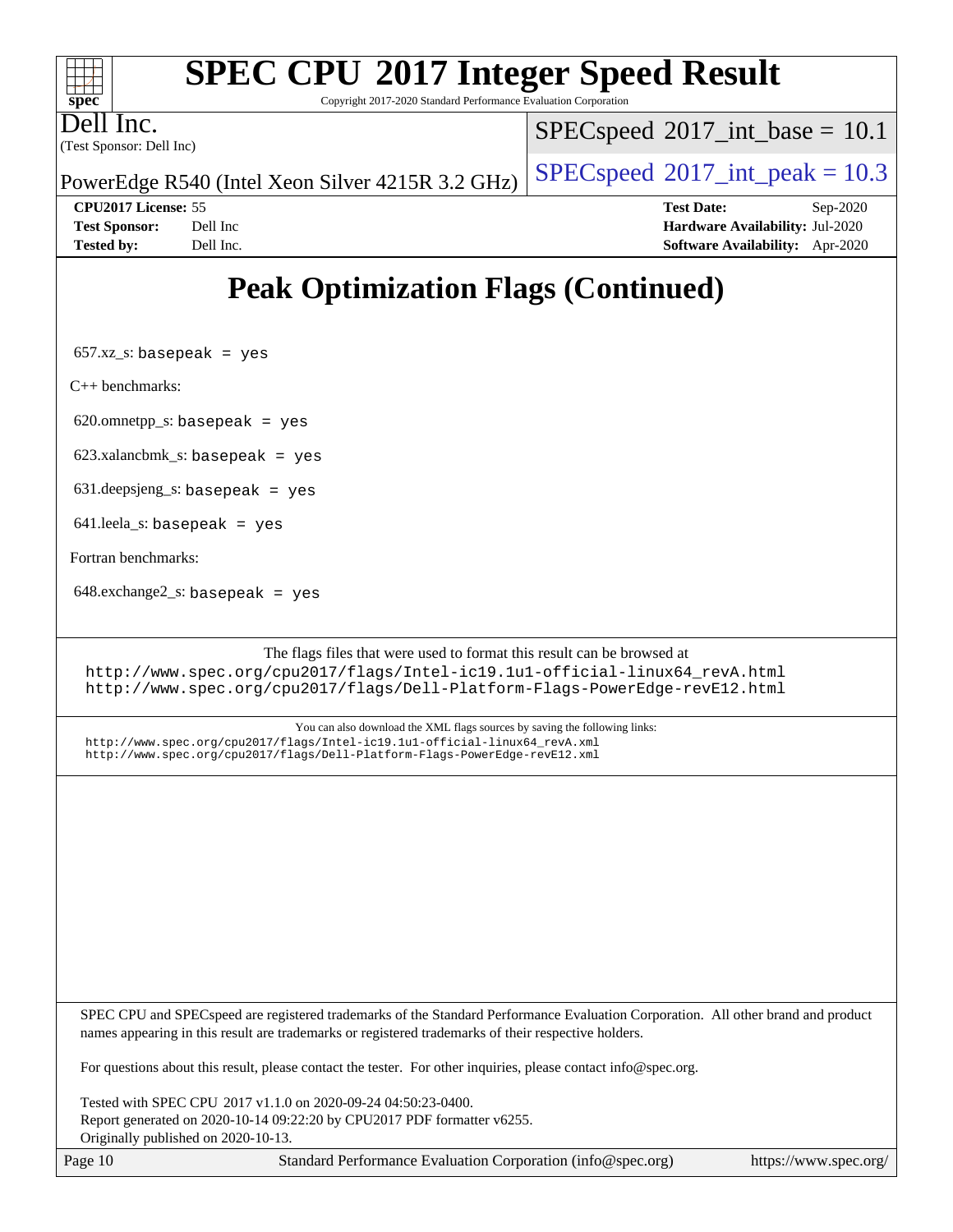# Peak Optimization Flags (Continued)

657.xz_s: basepeak = yes

C++ benchmarks:

620.omnetpp_s: basepeak = yes

623.xalancbmk_s: basepeak = yes

631.deepsjeng_s: basepeak = yes

641.leela_s: basepeak = yes

Fortran benchmarks:

648.exchange2_s: basepeak = yes

The flags files that were used to format this result can be browsed at
http://www.spec.org/cpu2017/flags/Intel-ic19.1u1-official-linux64_revA.html
http://www.spec.org/cpu2017/flags/Dell-Platform-Flags-PowerEdge-revE12.html

You can also download the XML flags sources by saving the following links:
http://www.spec.org/cpu2017/flags/Intel-ic19.1u1-official-linux64_revA.xml
http://www.spec.org/cpu2017/flags/Dell-Platform-Flags-PowerEdge-revE12.xml

SPEC CPU and SPECspeed are registered trademarks of the Standard Performance Evaluation Corporation. All other brand and product names appearing in this result are trademarks or registered trademarks of their respective holders.

For questions about this result, please contact the tester. For other inquiries, please contact info@spec.org.

Tested with SPEC CPU 2017 v1.1.0 on 2020-09-24 04:50:23-0400.
Report generated on 2020-10-14 09:22:20 by CPU2017 PDF formatter v6255.
Originally published on 2020-10-13.